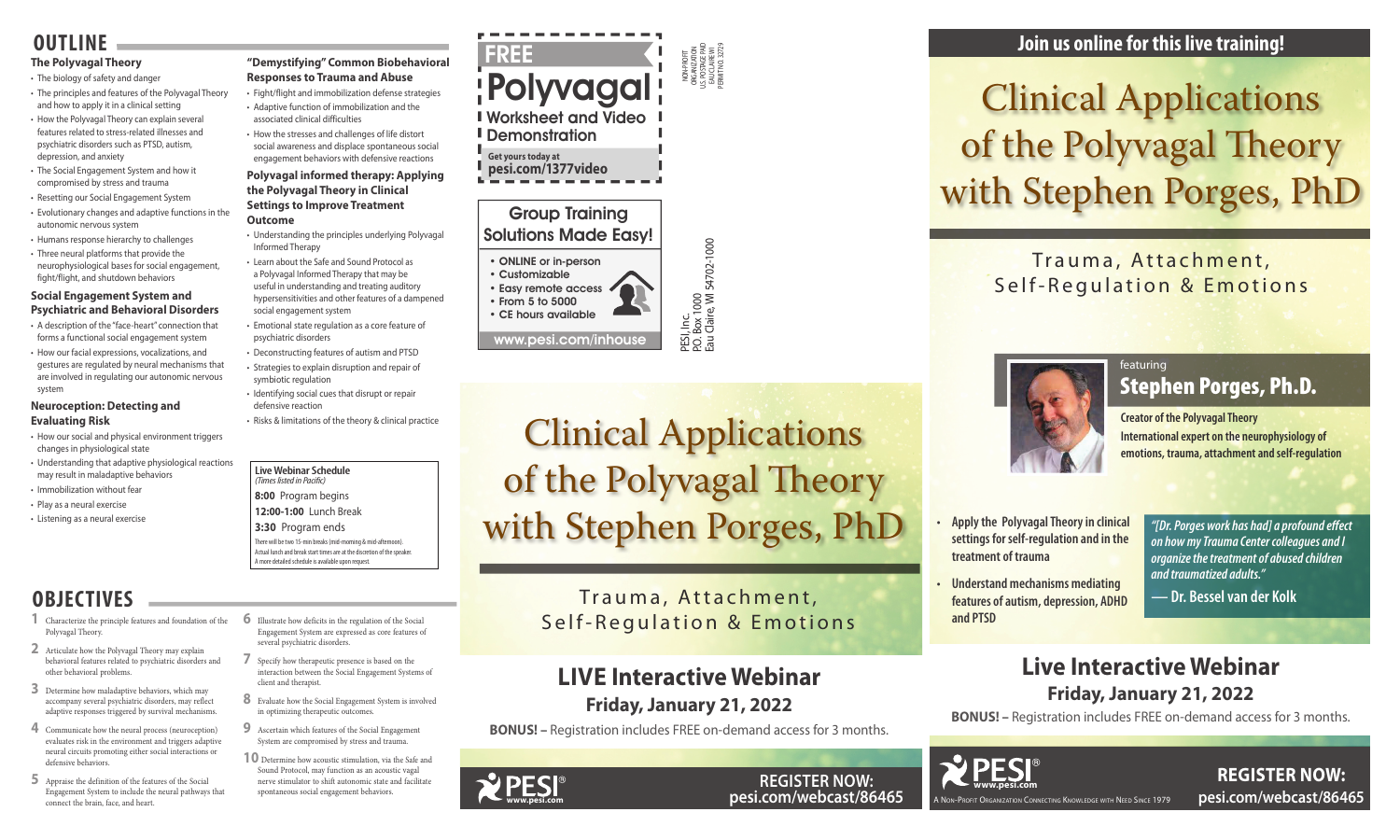# OUTLINE

### The Polyvagal Theory

- The biology of safety and danger
- The principles and features of the Polyvagal Theory and how to apply it in a clinical setting
- How the Polyvagal Theory can explain several features related to stress-related illnesses and psychiatric disorders such as PTSD, autism, depression, and anxiety
- The Social Engagement System and how it compromised by stress and trauma
- Resetting our Social Engagement System
- Evolutionary changes and adaptive functions in the autonomic nervous system
- Humans response hierarchy to challenges
- Three neural platforms that provide the neurophysiological bases for social engagement, fight/flight, and shutdown behaviors

### Social Engagement System and Psychiatric and Behavioral Disorders

- A description of the "face-heart" connection that forms a functional social engagement system
- How our facial expressions, vocalizations, and gestures are regulated by neural mechanisms that are involved in regulating our autonomic nervous system

### Neuroception: Detecting and Evaluating Risk

- How our social and physical environment triggers changes in physiological state
- Understanding that adaptive physiological reactions may result in maladaptive behaviors
- Immobilization without fear
- Play as a neural exercise
- Listening as a neural exercise

### "Demystifying" Common Biobehavioral Responses to Trauma and Abuse

- Fight/flight and immobilization defense strategies
- Adaptive function of immobilization and the associated clinical difficulties
- How the stresses and challenges of life distort social awareness and displace spontaneous social engagement behaviors with defensive reactions

### Polyvagal informed therapy: Applying the Polyvagal Theory in Clinical Settings to Improve Treatment Outcome

- Understanding the principles underlying Polyvagal Informed Therapy
- Learn about the Safe and Sound Protocol as a Polyvagal Informed Therapy that may be useful in understanding and treating auditory hypersensitivities and other features of a dampened social engagement system
- Emotional state regulation as a core feature of psychiatric disorders
- Deconstructing features of autism and PTSD
- Strategies to explain disruption and repair of symbiotic regulation
- Identifying social cues that disrupt or repair defensive reaction
- Risks & limitations of the theory & clinical practice

**Live Webinar Schedule**
*(Times listed in Pacific)*

**8:00** Program begins

**12:00-1:00** Lunch Break

**3:30** Program ends

There will be two 15-min breaks (mid-morning & mid-afternoon). Actual lunch and break start times are at the discretion of the speaker. A more detailed schedule is available upon request.

# OBJECTIVES

1. Characterize the principle features and foundation of the Polyvagal Theory.
2. Articulate how the Polyvagal Theory may explain behavioral features related to psychiatric disorders and other behavioral problems.
3. Determine how maladaptive behaviors, which may accompany several psychiatric disorders, may reflect adaptive responses triggered by survival mechanisms.
4. Communicate how the neural process (neuroception) evaluates risk in the environment and triggers adaptive neural circuits promoting either social interactions or defensive behaviors.
5. Appraise the definition of the features of the Social Engagement System to include the neural pathways that connect the brain, face, and heart.
6. Illustrate how deficits in the regulation of the Social Engagement System are expressed as core features of several psychiatric disorders.
7. Specify how therapeutic presence is based on the interaction between the Social Engagement Systems of client and therapist.
8. Evaluate how the Social Engagement System is involved in optimizing therapeutic outcomes.
9. Ascertain which features of the Social Engagement System are compromised by stress and trauma.
10. Determine how acoustic stimulation, via the Safe and Sound Protocol, may function as an acoustic vagal nerve stimulator to shift autonomic state and facilitate spontaneous social engagement behaviors.

**FREE Polyvagal Worksheet and Video Demonstration**

**Get yours today at pesi.com/1377video**

NON-PROFIT ORGANIZATION U.S. POSTAGE PAID EAU CLAIRE WI PERMIT NO. 32729

**Group Training Solutions Made Easy!**

- ONLINE or in-person
- Customizable
- Easy remote access
- From 5 to 5000
- CE hours available

www.pesi.com/inhouse

PESI, Inc.
P.O. Box 1000
Eau Claire, WI 54702-1000

# Clinical Applications of the Polyvagal Theory with Stephen Porges, PhD

## Trauma, Attachment, Self-Regulation & Emotions

## LIVE Interactive Webinar

### Friday, January 21, 2022

**BONUS! –** Registration includes FREE on-demand access for 3 months.

PESI® www.pesi.com

**REGISTER NOW: pesi.com/webcast/86465**

**Join us online for this live training!**

# Clinical Applications of the Polyvagal Theory with Stephen Porges, PhD

## Trauma, Attachment, Self-Regulation & Emotions

featuring

## Stephen Porges, Ph.D.

**Creator of the Polyvagal Theory**

**International expert on the neurophysiology of emotions, trauma, attachment and self-regulation**

- **Apply the Polyvagal Theory in clinical settings for self-regulation and in the treatment of trauma**
- **Understand mechanisms mediating features of autism, depression, ADHD and PTSD**

***"[Dr. Porges work has had] a profound effect on how my Trauma Center colleagues and I organize the treatment of abused children and traumatized adults."***

**— Dr. Bessel van der Kolk**

## Live Interactive Webinar

### Friday, January 21, 2022

**BONUS! –** Registration includes FREE on-demand access for 3 months.

PESI® www.pesi.com

A Non-Profit Organization Connecting Knowledge with Need Since 1979

**REGISTER NOW: pesi.com/webcast/86465**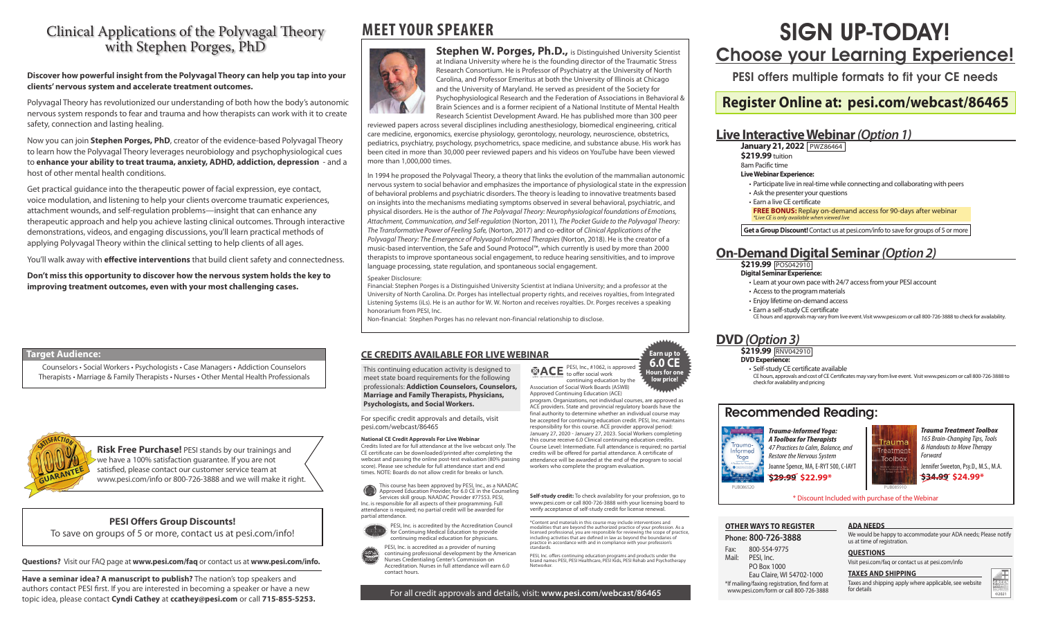# Clinical Applications of the Polyvagal Theory with Stephen Porges, PhD

**Discover how powerful insight from the Polyvagal Theory can help you tap into your clients' nervous system and accelerate treatment outcomes.**

Polyvagal Theory has revolutionized our understanding of both how the body's autonomic nervous system responds to fear and trauma and how therapists can work with it to create safety, connection and lasting healing.

Now you can join **Stephen Porges, PhD**, creator of the evidence-based Polyvagal Theory to learn how the Polyvagal Theory leverages neurobiology and psychophysiological cues to **enhance your ability to treat trauma, anxiety, ADHD, addiction, depression** - and a host of other mental health conditions.

Get practical guidance into the therapeutic power of facial expression, eye contact, voice modulation, and listening to help your clients overcome traumatic experiences, attachment wounds, and self-regulation problems—insight that can enhance any therapeutic approach and help you achieve lasting clinical outcomes. Through interactive demonstrations, videos, and engaging discussions, you'll learn practical methods of applying Polyvagal Theory within the clinical setting to help clients of all ages.

You'll walk away with **effective interventions** that build client safety and connectedness.

**Don't miss this opportunity to discover how the nervous system holds the key to improving treatment outcomes, even with your most challenging cases.**

## Target Audience:

Counselors • Social Workers • Psychologists • Case Managers • Addiction Counselors Therapists • Marriage & Family Therapists • Nurses • Other Mental Health Professionals

SATISFACTION 100% GUARANTEE

**Risk Free Purchase!** PESI stands by our trainings and we have a 100% satisfaction guarantee. If you are not satisfied, please contact our customer service team at www.pesi.com/info or 800-726-3888 and we will make it right.

**PESI Offers Group Discounts!**
To save on groups of 5 or more, contact us at pesi.com/info!

**Questions?** Visit our FAQ page at **www.pesi.com/faq** or contact us at **www.pesi.com/info.**

**Have a seminar idea? A manuscript to publish?** The nation's top speakers and authors contact PESI first. If you are interested in becoming a speaker or have a new topic idea, please contact **Cyndi Cathey** at **ccathey@pesi.com** or call **715-855-5253.**

# MEET YOUR SPEAKER

**Stephen W. Porges, Ph.D.,** is Distinguished University Scientist at Indiana University where he is the founding director of the Traumatic Stress Research Consortium. He is Professor of Psychiatry at the University of North Carolina, and Professor Emeritus at both the University of Illinois at Chicago and the University of Maryland. He served as president of the Society for Psychophysiological Research and the Federation of Associations in Behavioral & Brain Sciences and is a former recipient of a National Institute of Mental Health Research Scientist Development Award. He has published more than 300 peer reviewed papers across several disciplines including anesthesiology, biomedical engineering, critical care medicine, ergonomics, exercise physiology, gerontology, neurology, neuroscience, obstetrics, pediatrics, psychiatry, psychology, psychometrics, space medicine, and substance abuse. His work has been cited in more than 30,000 peer reviewed papers and his videos on YouTube have been viewed more than 1,000,000 times.

In 1994 he proposed the Polyvagal Theory, a theory that links the evolution of the mammalian autonomic nervous system to social behavior and emphasizes the importance of physiological state in the expression of behavioral problems and psychiatric disorders. The theory is leading to innovative treatments based on insights into the mechanisms mediating symptoms observed in several behavioral, psychiatric, and physical disorders. He is the author of *The Polyvagal Theory: Neurophysiological foundations of Emotions, Attachment, Communication, and Self-regulation* (Norton, 2011), *The Pocket Guide to the Polyvagal Theory: The Transformative Power of Feeling Safe,* (Norton, 2017) and co-editor of *Clinical Applications of the Polyvagal Theory: The Emergence of Polyvagal-Informed Therapies* (Norton, 2018). He is the creator of a music-based intervention, the Safe and Sound Protocol™, which currently is used by more than 2000 therapists to improve spontaneous social engagement, to reduce hearing sensitivities, and to improve language processing, state regulation, and spontaneous social engagement.

Speaker Disclosure:

Financial: Stephen Porges is a Distinguished University Scientist at Indiana University; and a professor at the University of North Carolina. Dr. Porges has intellectual property rights, and receives royalties, from Integrated Listening Systems (iLs). He is an author for W. W. Norton and receives royalties. Dr. Porges receives a speaking honorarium from PESI, Inc.

Non-financial: Stephen Porges has no relevant non-financial relationship to disclose.

## CE CREDITS AVAILABLE FOR LIVE WEBINAR

**Earn up to 6.0 CE Hours for one low price!**

This continuing education activity is designed to meet state board requirements for the following professionals: **Addiction Counselors, Counselors, Marriage and Family Therapists, Physicians, Psychologists, and Social Workers.**

For specific credit approvals and details, visit pesi.com/webcast/86465

**National CE Credit Approvals For Live Webinar**

Credits listed are for full attendance at the live webcast only. The CE certificate can be downloaded/printed after completing the webcast and passing the online post-test evaluation (80% passing score). Please see schedule for full attendance start and end times. NOTE: Boards do not allow credit for breaks or lunch.

This course has been approved by PESI, Inc., as a NAADAC Approved Education Provider, for 6.0 CE in the Counseling Services skill group. NAADAC Provider #77553. PESI, Inc. is responsible for all aspects of their programming. Full attendance is required; no partial credit will be awarded for partial attendance.

PESI, Inc. is accredited by the Accreditation Council for Continuing Medical Education to provide continuing medical education for physicians.

PESI, Inc. is accredited as a provider of nursing continuing professional development by the American Nurses Credentialing Center's Commission on Accreditation. Nurses in full attendance will earn 6.0 contact hours.

ACE PESI, Inc., #1062, is approved to offer social work continuing education by the Association of Social Work Boards (ASWB) Approved Continuing Education (ACE) program. Organizations, not individual courses, are approved as ACE providers. State and provincial regulatory boards have the final authority to determine whether an individual course may be accepted for continuing education credit. PESI, Inc. maintains responsibility for this course. ACE provider approval period: January 27, 2020 - January 27, 2023. Social Workers completing this course receive 6.0 Clinical continuing education credits. Course Level: Intermediate. Full attendance is required; no partial credits will be offered for partial attendance. A certificate of attendance will be awarded at the end of the program to social workers who complete the program evaluation.

**Self-study credit:** To check availability for your profession, go to www.pesi.com or call 800-726-3888 with your licensing board to verify acceptance of self-study credit for license renewal.

*Content and materials in this course may include interventions and modalities that are beyond the authorized practice of your profession. As a licensed professional, you are responsible for reviewing the scope of practice, including activities that are defined in law as beyond the boundaries of practice in accordance with and in compliance with your profession's standards.

PESI, Inc. offers continuing education programs and products under the brand names PESI, PESI Healthcare, PESI Kids, PESI Rehab and Psychotherapy Networker.

For all credit approvals and details, visit: **www.pesi.com/webcast/86465**

# SIGN UP-TODAY!
## Choose your Learning Experience!

PESI offers multiple formats to fit your CE needs

**Register Online at: pesi.com/webcast/86465**

## Live Interactive Webinar *(Option 1)*

**January 21, 2022** PWZ86464
**$219.99** tuition
8am Pacific time

**Live Webinar Experience:**

- Participate live in real-time while connecting and collaborating with peers
- Ask the presenter your questions
- Earn a live CE certificate

**FREE BONUS:** Replay on-demand access for 90-days after webinar
*Live CE is only available when viewed live

**Get a Group Discount!** Contact us at pesi.com/info to save for groups of 5 or more

## On-Demand Digital Seminar *(Option 2)*

**$219.99** POS042910

**Digital Seminar Experience:**

- Learn at your own pace with 24/7 access from your PESI account
- Access to the program materials
- Enjoy lifetime on-demand access
- Earn a self-study CE certificate
CE hours and approvals may vary from live event. Visit www.pesi.com or call 800-726-3888 to check for availability.

## DVD *(Option 3)*

**$219.99** RNV042910

**DVD Experience:**

- Self-study CE certificate available
CE hours, approvals and cost of CE Certificates may vary from live event. Visit www.pesi.com or call 800-726-3888 to check for availability and pricing

## Recommended Reading:

***Trauma-Informed Yoga: A Toolbox for Therapists***
*47 Practices to Calm, Balance, and Restore the Nervous System*
Joanne Spence, MA, E-RYT 500, C-IAYT
~~$29.99~~ **$22.99***
PUB086520

***Trauma Treatment Toolbox***
*165 Brain-Changing Tips, Tools & Handouts to Move Therapy Forward*
Jennifer Sweeton, Psy.D., M.S., M.A.
~~$34.99~~ **$24.99***
PUB085910

* Discount Included with purchase of the Webinar

### OTHER WAYS TO REGISTER

**Phone: 800-726-3888**
Fax: 800-554-9775
Mail: PESI, Inc.
PO Box 1000
Eau Claire, WI 54702-1000

*If mailing/faxing registration, find form at www.pesi.com/form or call 800-726-3888

### ADA NEEDS

We would be happy to accommodate your ADA needs; Please notify us at time of registration.

### QUESTIONS

Visit pesi.com/faq or contact us at pesi.com/info

### TAXES AND SHIPPING

Taxes and shipping apply where applicable, see website for details

©2021